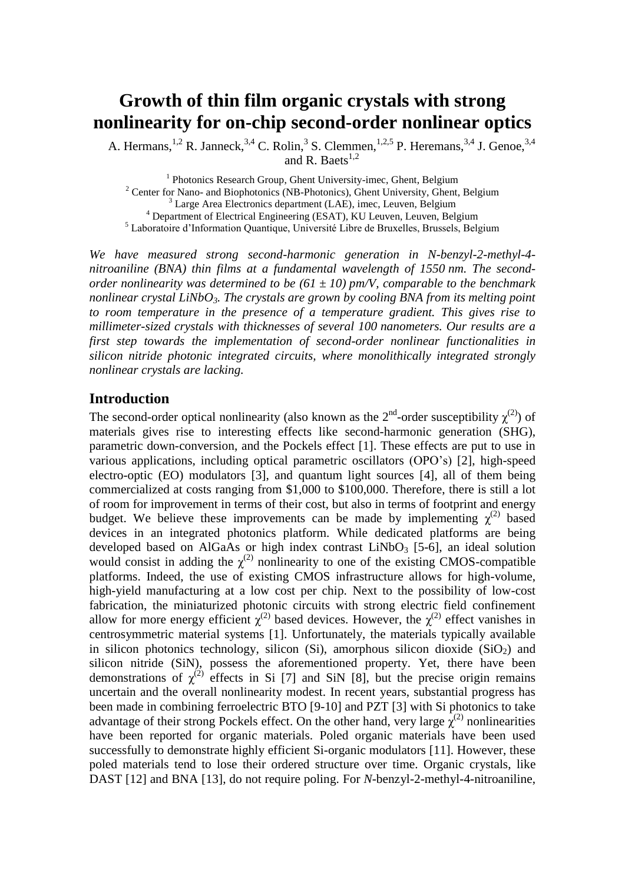# Growth of thin film organic crystals with strong nonlinearity for on-chip second-order nonlinear optics

A. Hermans,[1,2] R. Janneck,[3,4] C. Rolin,[3] S. Clemmen,[1,2,5] P. Heremans,[3,4] J. Genoe,[3,4] and R. Baets[1,2]

[1] Photonics Research Group, Ghent University-imec, Ghent, Belgium
[2] Center for Nano- and Biophotonics (NB-Photonics), Ghent University, Ghent, Belgium
[3] Large Area Electronics department (LAE), imec, Leuven, Belgium
[4] Department of Electrical Engineering (ESAT), KU Leuven, Leuven, Belgium
[5] Laboratoire d'Information Quantique, Université Libre de Bruxelles, Brussels, Belgium

*We have measured strong second-harmonic generation in N-benzyl-2-methyl-4-nitroaniline (BNA) thin films at a fundamental wavelength of 1550 nm. The second-order nonlinearity was determined to be (61 ± 10) pm/V, comparable to the benchmark nonlinear crystal $LiNbO_3$. The crystals are grown by cooling BNA from its melting point to room temperature in the presence of a temperature gradient. This gives rise to millimeter-sized crystals with thicknesses of several 100 nanometers. Our results are a first step towards the implementation of second-order nonlinear functionalities in silicon nitride photonic integrated circuits, where monolithically integrated strongly nonlinear crystals are lacking.*

## Introduction

The second-order optical nonlinearity (also known as the 2nd-order susceptibility $\chi^{(2)}$) of materials gives rise to interesting effects like second-harmonic generation (SHG), parametric down-conversion, and the Pockels effect [1]. These effects are put to use in various applications, including optical parametric oscillators (OPO's) [2], high-speed electro-optic (EO) modulators [3], and quantum light sources [4], all of them being commercialized at costs ranging from \$1,000 to \$100,000. Therefore, there is still a lot of room for improvement in terms of their cost, but also in terms of footprint and energy budget. We believe these improvements can be made by implementing $\chi^{(2)}$ based devices in an integrated photonics platform. While dedicated platforms are being developed based on AlGaAs or high index contrast $LiNbO_3$ [5-6], an ideal solution would consist in adding the $\chi^{(2)}$ nonlinearity to one of the existing CMOS-compatible platforms. Indeed, the use of existing CMOS infrastructure allows for high-volume, high-yield manufacturing at a low cost per chip. Next to the possibility of low-cost fabrication, the miniaturized photonic circuits with strong electric field confinement allow for more energy efficient $\chi^{(2)}$ based devices. However, the $\chi^{(2)}$ effect vanishes in centrosymmetric material systems [1]. Unfortunately, the materials typically available in silicon photonics technology, silicon (Si), amorphous silicon dioxide ($SiO_2$) and silicon nitride (SiN), possess the aforementioned property. Yet, there have been demonstrations of $\chi^{(2)}$ effects in Si [7] and SiN [8], but the precise origin remains uncertain and the overall nonlinearity modest. In recent years, substantial progress has been made in combining ferroelectric BTO [9-10] and PZT [3] with Si photonics to take advantage of their strong Pockels effect. On the other hand, very large $\chi^{(2)}$ nonlinearities have been reported for organic materials. Poled organic materials have been used successfully to demonstrate highly efficient Si-organic modulators [11]. However, these poled materials tend to lose their ordered structure over time. Organic crystals, like DAST [12] and BNA [13], do not require poling. For *N*-benzyl-2-methyl-4-nitroaniline,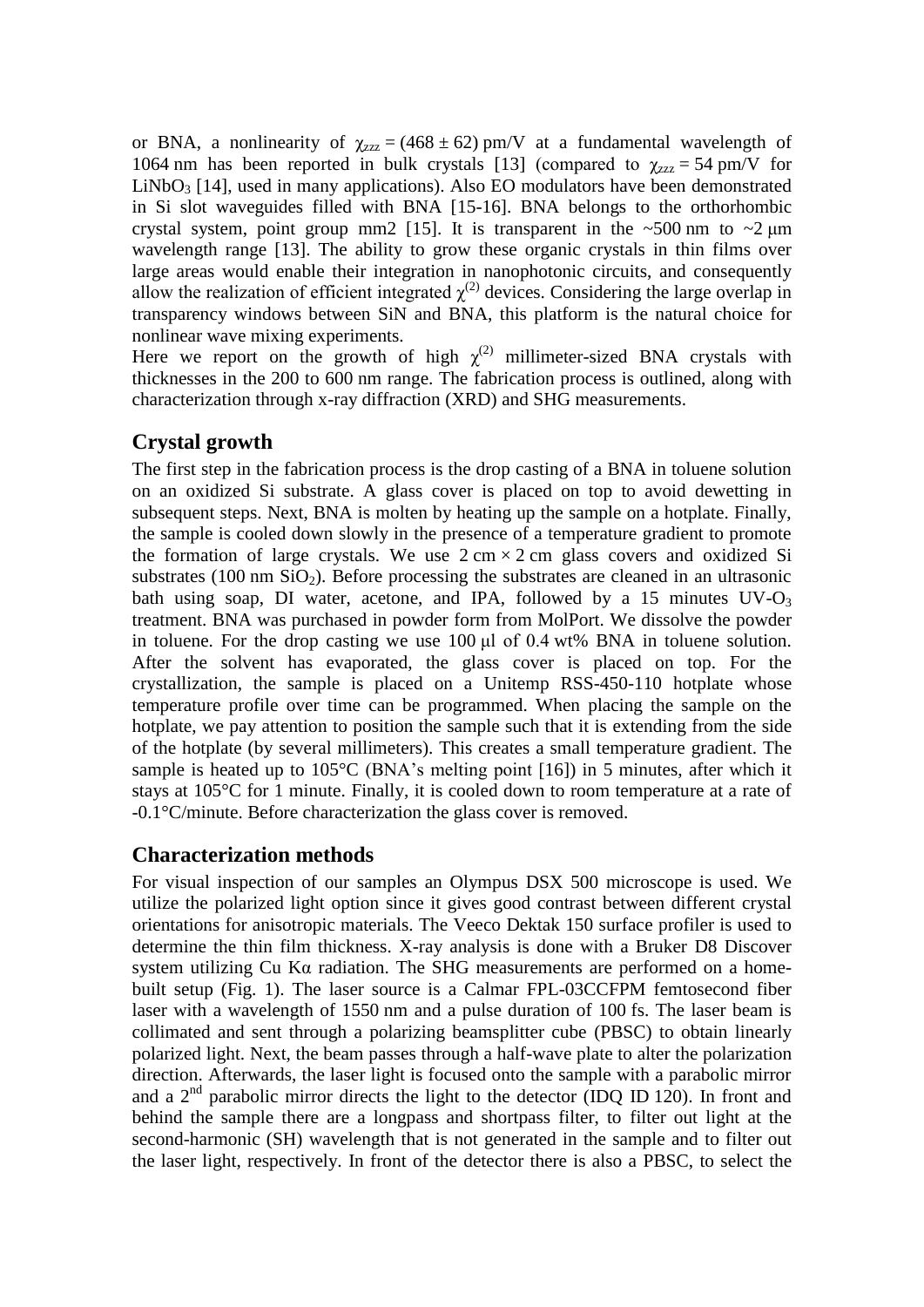or BNA, a nonlinearity of $\chi_{zzz} = (468 \pm 62)$ pm/V at a fundamental wavelength of 1064 nm has been reported in bulk crystals [13] (compared to $\chi_{zzz} = 54$ pm/V for $LiNbO_3$ [14], used in many applications). Also EO modulators have been demonstrated in Si slot waveguides filled with BNA [15-16]. BNA belongs to the orthorhombic crystal system, point group mm2 [15]. It is transparent in the ~500 nm to ~2 μm wavelength range [13]. The ability to grow these organic crystals in thin films over large areas would enable their integration in nanophotonic circuits, and consequently allow the realization of efficient integrated $\chi^{(2)}$ devices. Considering the large overlap in transparency windows between SiN and BNA, this platform is the natural choice for nonlinear wave mixing experiments.

Here we report on the growth of high $\chi^{(2)}$ millimeter-sized BNA crystals with thicknesses in the 200 to 600 nm range. The fabrication process is outlined, along with characterization through x-ray diffraction (XRD) and SHG measurements.

## Crystal growth

The first step in the fabrication process is the drop casting of a BNA in toluene solution on an oxidized Si substrate. A glass cover is placed on top to avoid dewetting in subsequent steps. Next, BNA is molten by heating up the sample on a hotplate. Finally, the sample is cooled down slowly in the presence of a temperature gradient to promote the formation of large crystals. We use 2 cm × 2 cm glass covers and oxidized Si substrates (100 nm $SiO_2$). Before processing the substrates are cleaned in an ultrasonic bath using soap, DI water, acetone, and IPA, followed by a 15 minutes UV-$O_3$ treatment. BNA was purchased in powder form from MolPort. We dissolve the powder in toluene. For the drop casting we use 100 μl of 0.4 wt% BNA in toluene solution. After the solvent has evaporated, the glass cover is placed on top. For the crystallization, the sample is placed on a Unitemp RSS-450-110 hotplate whose temperature profile over time can be programmed. When placing the sample on the hotplate, we pay attention to position the sample such that it is extending from the side of the hotplate (by several millimeters). This creates a small temperature gradient. The sample is heated up to 105°C (BNA's melting point [16]) in 5 minutes, after which it stays at 105°C for 1 minute. Finally, it is cooled down to room temperature at a rate of -0.1°C/minute. Before characterization the glass cover is removed.

## Characterization methods

For visual inspection of our samples an Olympus DSX 500 microscope is used. We utilize the polarized light option since it gives good contrast between different crystal orientations for anisotropic materials. The Veeco Dektak 150 surface profiler is used to determine the thin film thickness. X-ray analysis is done with a Bruker D8 Discover system utilizing Cu Kα radiation. The SHG measurements are performed on a home-built setup (Fig. 1). The laser source is a Calmar FPL-03CCFPM femtosecond fiber laser with a wavelength of 1550 nm and a pulse duration of 100 fs. The laser beam is collimated and sent through a polarizing beamsplitter cube (PBSC) to obtain linearly polarized light. Next, the beam passes through a half-wave plate to alter the polarization direction. Afterwards, the laser light is focused onto the sample with a parabolic mirror and a 2nd parabolic mirror directs the light to the detector (IDQ ID 120). In front and behind the sample there are a longpass and shortpass filter, to filter out light at the second-harmonic (SH) wavelength that is not generated in the sample and to filter out the laser light, respectively. In front of the detector there is also a PBSC, to select the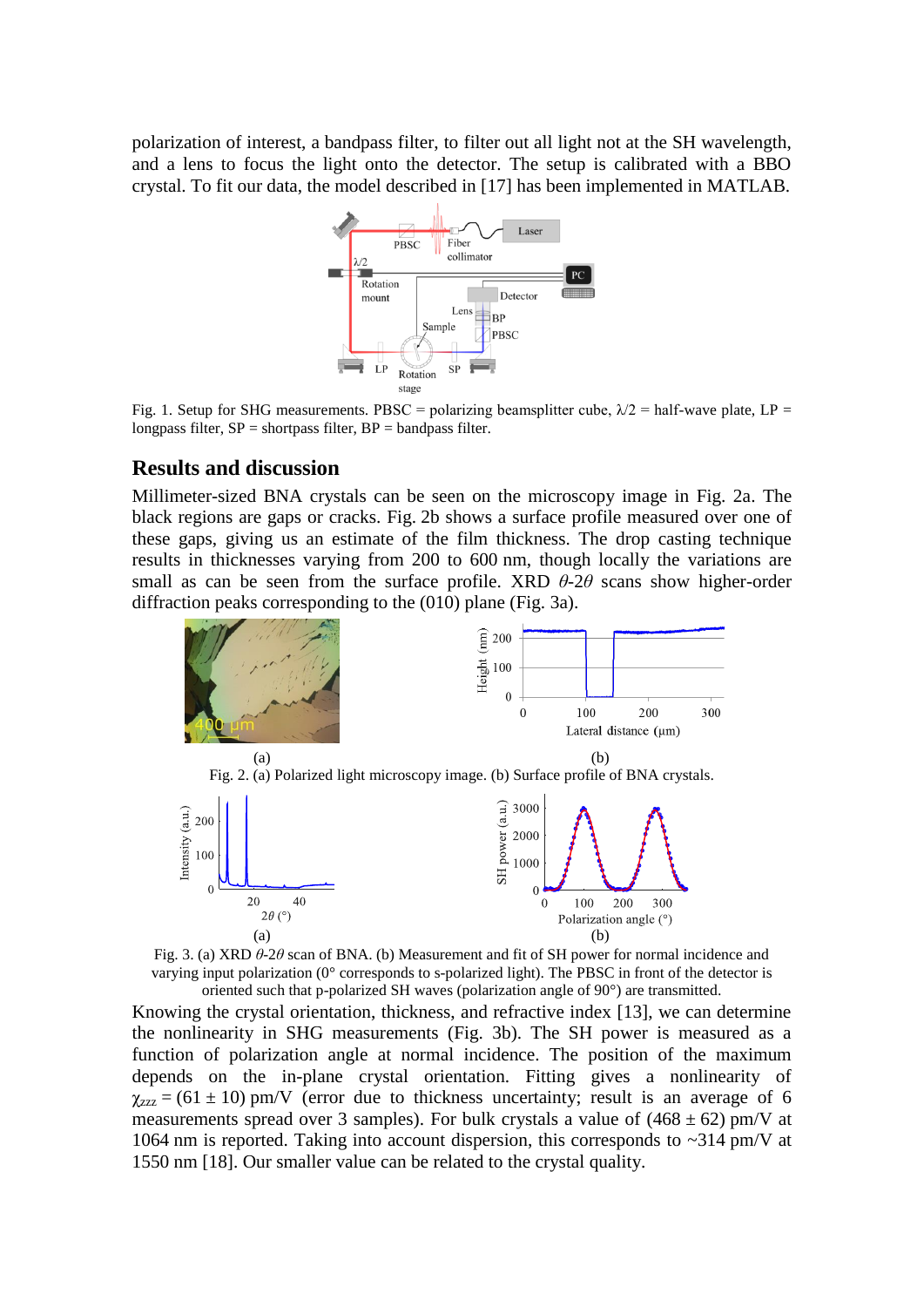polarization of interest, a bandpass filter, to filter out all light not at the SH wavelength, and a lens to focus the light onto the detector. The setup is calibrated with a BBO crystal. To fit our data, the model described in [17] has been implemented in MATLAB.

Fig. 1. Setup for SHG measurements. PBSC = polarizing beamsplitter cube, $\lambda/2$ = half-wave plate, LP = longpass filter, SP = shortpass filter, BP = bandpass filter.

## Results and discussion

Millimeter-sized BNA crystals can be seen on the microscopy image in Fig. 2a. The black regions are gaps or cracks. Fig. 2b shows a surface profile measured over one of these gaps, giving us an estimate of the film thickness. The drop casting technique results in thicknesses varying from 200 to 600 nm, though locally the variations are small as can be seen from the surface profile. XRD $\theta$-$2\theta$ scans show higher-order diffraction peaks corresponding to the (010) plane (Fig. 3a).

Fig. 2. (a) Polarized light microscopy image. (b) Surface profile of BNA crystals.

Fig. 3. (a) XRD $\theta$-$2\theta$ scan of BNA. (b) Measurement and fit of SH power for normal incidence and varying input polarization (0° corresponds to s-polarized light). The PBSC in front of the detector is oriented such that p-polarized SH waves (polarization angle of 90°) are transmitted.

Knowing the crystal orientation, thickness, and refractive index [13], we can determine the nonlinearity in SHG measurements (Fig. 3b). The SH power is measured as a function of polarization angle at normal incidence. The position of the maximum depends on the in-plane crystal orientation. Fitting gives a nonlinearity of $\chi_{zzz}$ = (61 ± 10) pm/V (error due to thickness uncertainty; result is an average of 6 measurements spread over 3 samples). For bulk crystals a value of (468 ± 62) pm/V at 1064 nm is reported. Taking into account dispersion, this corresponds to ~314 pm/V at 1550 nm [18]. Our smaller value can be related to the crystal quality.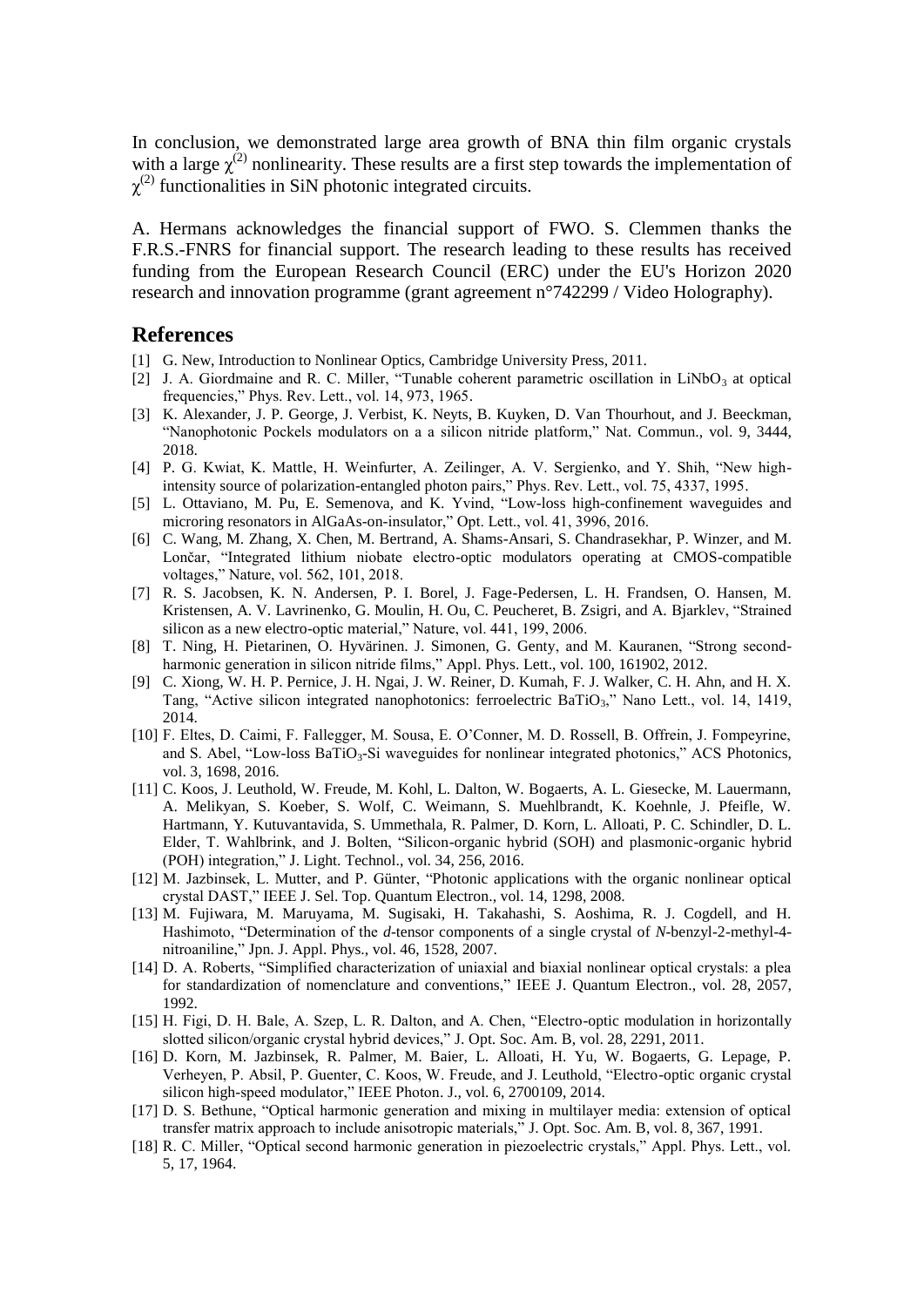In conclusion, we demonstrated large area growth of BNA thin film organic crystals with a large $\chi^{(2)}$ nonlinearity. These results are a first step towards the implementation of $\chi^{(2)}$ functionalities in SiN photonic integrated circuits.

A. Hermans acknowledges the financial support of FWO. S. Clemmen thanks the F.R.S.-FNRS for financial support. The research leading to these results has received funding from the European Research Council (ERC) under the EU's Horizon 2020 research and innovation programme (grant agreement n°742299 / Video Holography).

## References

[1] G. New, Introduction to Nonlinear Optics, Cambridge University Press, 2011.

[2] J. A. Giordmaine and R. C. Miller, "Tunable coherent parametric oscillation in $LiNbO_3$ at optical frequencies," Phys. Rev. Lett., vol. 14, 973, 1965.

[3] K. Alexander, J. P. George, J. Verbist, K. Neyts, B. Kuyken, D. Van Thourhout, and J. Beeckman, "Nanophotonic Pockels modulators on a a silicon nitride platform," Nat. Commun., vol. 9, 3444, 2018.

[4] P. G. Kwiat, K. Mattle, H. Weinfurter, A. Zeilinger, A. V. Sergienko, and Y. Shih, "New high-intensity source of polarization-entangled photon pairs," Phys. Rev. Lett., vol. 75, 4337, 1995.

[5] L. Ottaviano, M. Pu, E. Semenova, and K. Yvind, "Low-loss high-confinement waveguides and microring resonators in AlGaAs-on-insulator," Opt. Lett., vol. 41, 3996, 2016.

[6] C. Wang, M. Zhang, X. Chen, M. Bertrand, A. Shams-Ansari, S. Chandrasekhar, P. Winzer, and M. Lončar, "Integrated lithium niobate electro-optic modulators operating at CMOS-compatible voltages," Nature, vol. 562, 101, 2018.

[7] R. S. Jacobsen, K. N. Andersen, P. I. Borel, J. Fage-Pedersen, L. H. Frandsen, O. Hansen, M. Kristensen, A. V. Lavrinenko, G. Moulin, H. Ou, C. Peucheret, B. Zsigri, and A. Bjarklev, "Strained silicon as a new electro-optic material," Nature, vol. 441, 199, 2006.

[8] T. Ning, H. Pietarinen, O. Hyvärinen. J. Simonen, G. Genty, and M. Kauranen, "Strong second-harmonic generation in silicon nitride films," Appl. Phys. Lett., vol. 100, 161902, 2012.

[9] C. Xiong, W. H. P. Pernice, J. H. Ngai, J. W. Reiner, D. Kumah, F. J. Walker, C. H. Ahn, and H. X. Tang, "Active silicon integrated nanophotonics: ferroelectric $BaTiO_3$," Nano Lett., vol. 14, 1419, 2014.

[10] F. Eltes, D. Caimi, F. Fallegger, M. Sousa, E. O'Conner, M. D. Rossell, B. Offrein, J. Fompeyrine, and S. Abel, "Low-loss $BaTiO_3$-Si waveguides for nonlinear integrated photonics," ACS Photonics, vol. 3, 1698, 2016.

[11] C. Koos, J. Leuthold, W. Freude, M. Kohl, L. Dalton, W. Bogaerts, A. L. Giesecke, M. Lauermann, A. Melikyan, S. Koeber, S. Wolf, C. Weimann, S. Muehlbrandt, K. Koehnle, J. Pfeifle, W. Hartmann, Y. Kutuvantavida, S. Ummethala, R. Palmer, D. Korn, L. Alloati, P. C. Schindler, D. L. Elder, T. Wahlbrink, and J. Bolten, "Silicon-organic hybrid (SOH) and plasmonic-organic hybrid (POH) integration," J. Light. Technol., vol. 34, 256, 2016.

[12] M. Jazbinsek, L. Mutter, and P. Günter, "Photonic applications with the organic nonlinear optical crystal DAST," IEEE J. Sel. Top. Quantum Electron., vol. 14, 1298, 2008.

[13] M. Fujiwara, M. Maruyama, M. Sugisaki, H. Takahashi, S. Aoshima, R. J. Cogdell, and H. Hashimoto, "Determination of the *d*-tensor components of a single crystal of *N*-benzyl-2-methyl-4-nitroaniline," Jpn. J. Appl. Phys., vol. 46, 1528, 2007.

[14] D. A. Roberts, "Simplified characterization of uniaxial and biaxial nonlinear optical crystals: a plea for standardization of nomenclature and conventions," IEEE J. Quantum Electron., vol. 28, 2057, 1992.

[15] H. Figi, D. H. Bale, A. Szep, L. R. Dalton, and A. Chen, "Electro-optic modulation in horizontally slotted silicon/organic crystal hybrid devices," J. Opt. Soc. Am. B, vol. 28, 2291, 2011.

[16] D. Korn, M. Jazbinsek, R. Palmer, M. Baier, L. Alloati, H. Yu, W. Bogaerts, G. Lepage, P. Verheyen, P. Absil, P. Guenter, C. Koos, W. Freude, and J. Leuthold, "Electro-optic organic crystal silicon high-speed modulator," IEEE Photon. J., vol. 6, 2700109, 2014.

[17] D. S. Bethune, "Optical harmonic generation and mixing in multilayer media: extension of optical transfer matrix approach to include anisotropic materials," J. Opt. Soc. Am. B, vol. 8, 367, 1991.

[18] R. C. Miller, "Optical second harmonic generation in piezoelectric crystals," Appl. Phys. Lett., vol. 5, 17, 1964.